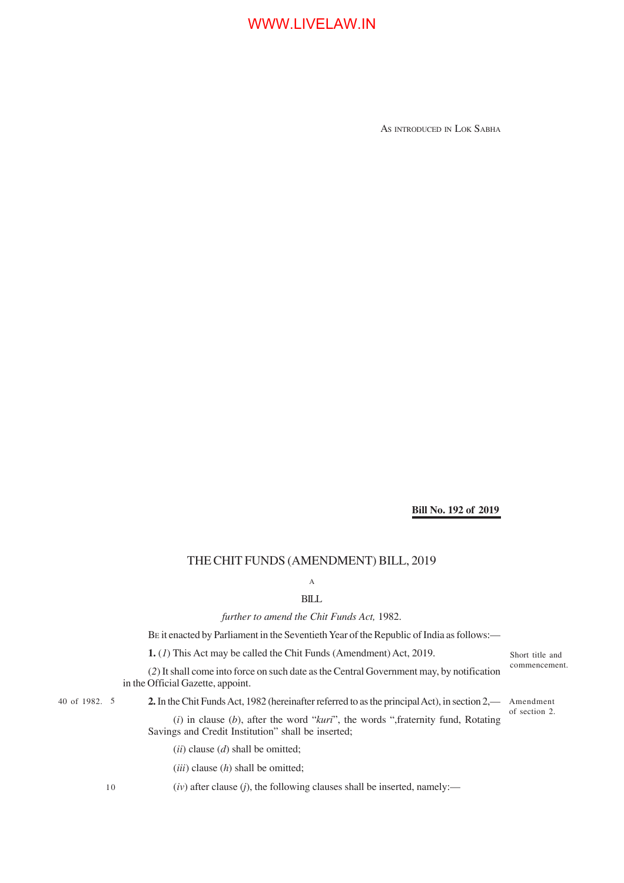AS INTRODUCED IN LOK SABHA

**Bill No. 192 of 2019**

# THE CHIT FUNDS (AMENDMENT) BILL, 2019

A

BILL

*further to amend the Chit Funds Act,* 1982.

BE it enacted by Parliament in the Seventieth Year of the Republic of India as follows:—

Short title and commencement.

**1.** (*1*) This Act may be called the Chit Funds (Amendment) Act, 2019.

(*2*) It shall come into force on such date as the Central Government may, by notification in the Official Gazette, appoint.

Amendment of section 2.

40 of 1982.

**2.** In the Chit Funds Act, 1982 (hereinafter referred to as the principal Act), in section 2,—

(*i*) in clause (*b*), after the word "*kuri*", the words ",fraternity fund, Rotating Savings and Credit Institution" shall be inserted;

(*ii*) clause (*d*) shall be omitted;

(*iii*) clause (*h*) shall be omitted;

(*iv*) after clause (*j*), the following clauses shall be inserted, namely:—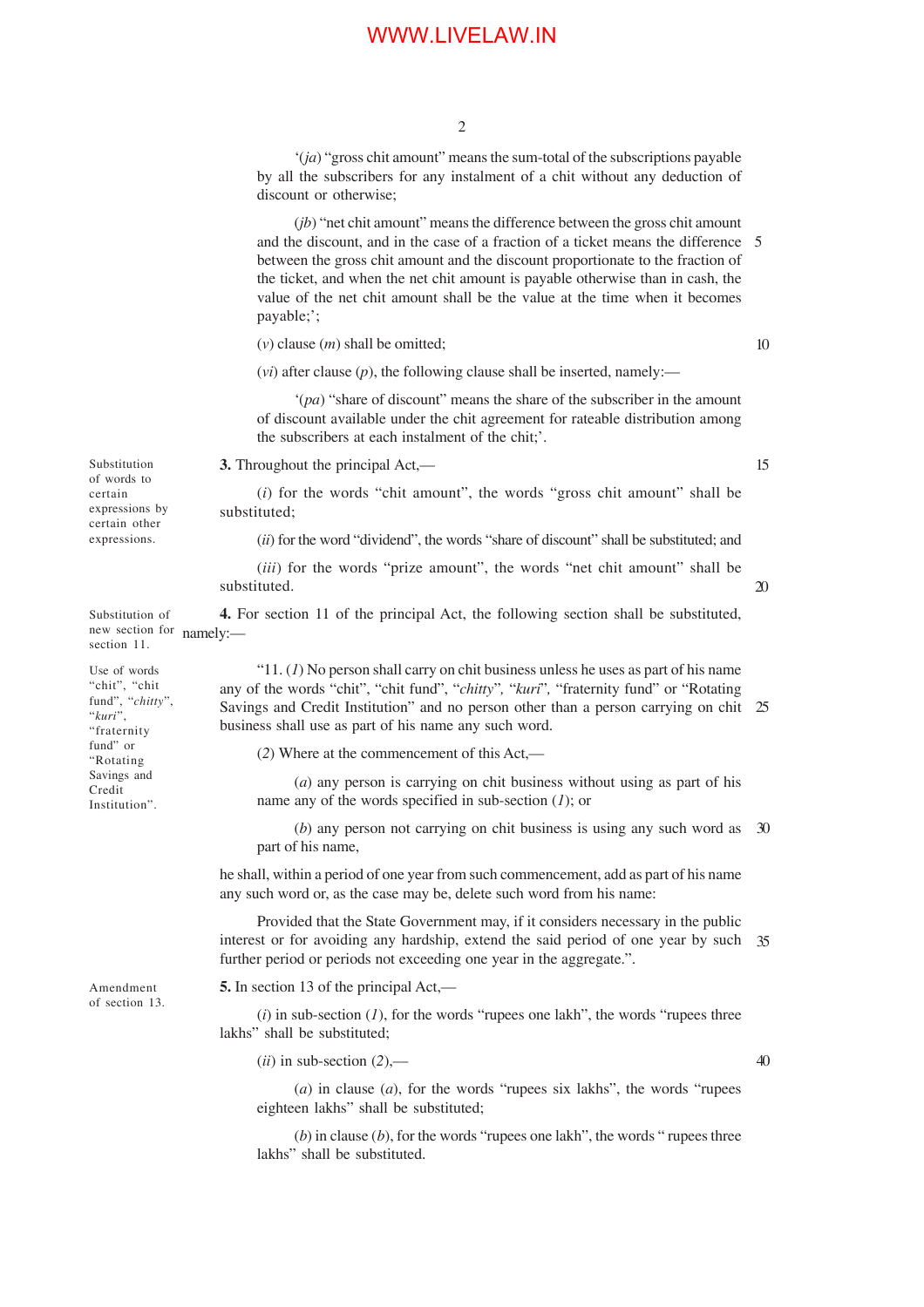'(*ja*) "gross chit amount" means the sum-total of the subscriptions payable by all the subscribers for any instalment of a chit without any deduction of discount or otherwise;

(*jb*) "net chit amount" means the difference between the gross chit amount and the discount, and in the case of a fraction of a ticket means the difference between the gross chit amount and the discount proportionate to the fraction of the ticket, and when the net chit amount is payable otherwise than in cash, the value of the net chit amount shall be the value at the time when it becomes payable;';

(*v*) clause (*m*) shall be omitted;

(*vi*) after clause (*p*), the following clause shall be inserted, namely:—

'(*pa*) "share of discount" means the share of the subscriber in the amount of discount available under the chit agreement for rateable distribution among the subscribers at each instalment of the chit;'.

*Substitution of words to certain expressions by certain other expressions.*

**3.** Throughout the principal Act,—

(*i*) for the words "chit amount", the words "gross chit amount" shall be substituted;

(*ii*) for the word "dividend", the words "share of discount" shall be substituted; and

(*iii*) for the words "prize amount", the words "net chit amount" shall be substituted.

*Substitution of new section for section 11.*

**4.** For section 11 of the principal Act, the following section shall be substituted, namely:—

*Use of words "chit", "chit fund", "chitty", "kuri", "fraternity fund" or "Rotating Savings and Credit Institution".*

"11. (*1*) No person shall carry on chit business unless he uses as part of his name any of the words "chit", "chit fund", "*chitty*", "*kuri*", "fraternity fund" or "Rotating Savings and Credit Institution" and no person other than a person carrying on chit business shall use as part of his name any such word.

(*2*) Where at the commencement of this Act,—

(*a*) any person is carrying on chit business without using as part of his name any of the words specified in sub-section (*1*); or

(*b*) any person not carrying on chit business is using any such word as part of his name,

he shall, within a period of one year from such commencement, add as part of his name any such word or, as the case may be, delete such word from his name:

Provided that the State Government may, if it considers necessary in the public interest or for avoiding any hardship, extend the said period of one year by such further period or periods not exceeding one year in the aggregate.".

*Amendment of section 13.*

**5.** In section 13 of the principal Act,—

(*i*) in sub-section (*1*), for the words "rupees one lakh", the words "rupees three lakhs" shall be substituted;

(*ii*) in sub-section (*2*),—

(*a*) in clause (*a*), for the words "rupees six lakhs", the words "rupees eighteen lakhs" shall be substituted;

(*b*) in clause (*b*), for the words "rupees one lakh", the words " rupees three lakhs" shall be substituted.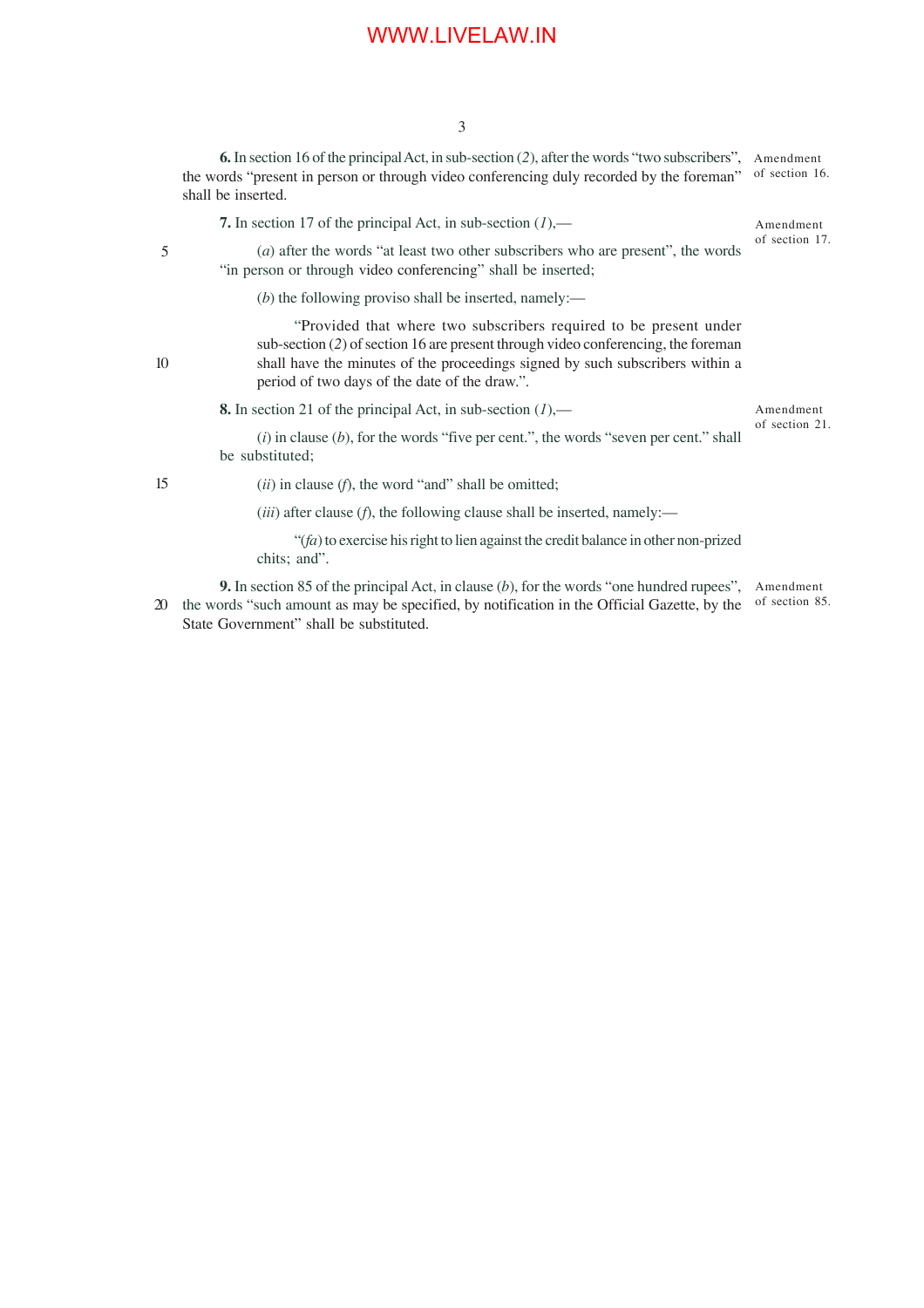**6.** In section 16 of the principal Act, in sub-section (*2*), after the words "two subscribers", the words "present in person or through video conferencing duly recorded by the foreman" shall be inserted.

*Amendment of section 16.*

**7.** In section 17 of the principal Act, in sub-section (*1*),—

*Amendment of section 17.*

(*a*) after the words "at least two other subscribers who are present", the words "in person or through video conferencing" shall be inserted;

(*b*) the following proviso shall be inserted, namely:—

"Provided that where two subscribers required to be present under sub-section (*2*) of section 16 are present through video conferencing, the foreman shall have the minutes of the proceedings signed by such subscribers within a period of two days of the date of the draw.".

**8.** In section 21 of the principal Act, in sub-section (*1*),—

*Amendment of section 21.*

(*i*) in clause (*b*), for the words "five per cent.", the words "seven per cent." shall be substituted;

(*ii*) in clause (*f*), the word "and" shall be omitted;

(*iii*) after clause (*f*), the following clause shall be inserted, namely:—

"(*fa*) to exercise his right to lien against the credit balance in other non-prized chits; and".

**9.** In section 85 of the principal Act, in clause (*b*), for the words "one hundred rupees", the words "such amount as may be specified, by notification in the Official Gazette, by the State Government" shall be substituted.

*Amendment of section 85.*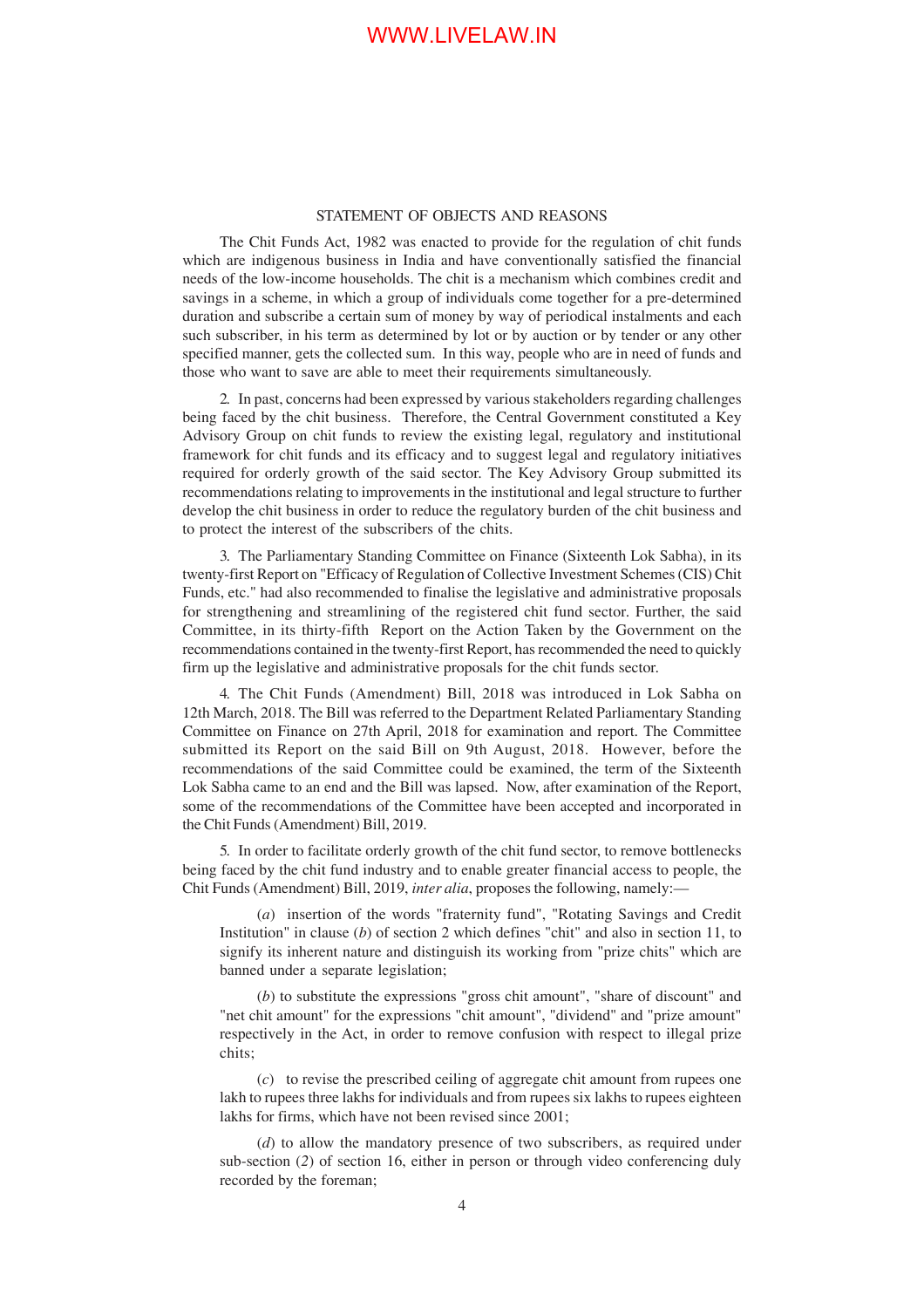## STATEMENT OF OBJECTS AND REASONS

The Chit Funds Act, 1982 was enacted to provide for the regulation of chit funds which are indigenous business in India and have conventionally satisfied the financial needs of the low-income households. The chit is a mechanism which combines credit and savings in a scheme, in which a group of individuals come together for a pre-determined duration and subscribe a certain sum of money by way of periodical instalments and each such subscriber, in his term as determined by lot or by auction or by tender or any other specified manner, gets the collected sum. In this way, people who are in need of funds and those who want to save are able to meet their requirements simultaneously.

2. In past, concerns had been expressed by various stakeholders regarding challenges being faced by the chit business. Therefore, the Central Government constituted a Key Advisory Group on chit funds to review the existing legal, regulatory and institutional framework for chit funds and its efficacy and to suggest legal and regulatory initiatives required for orderly growth of the said sector. The Key Advisory Group submitted its recommendations relating to improvements in the institutional and legal structure to further develop the chit business in order to reduce the regulatory burden of the chit business and to protect the interest of the subscribers of the chits.

3. The Parliamentary Standing Committee on Finance (Sixteenth Lok Sabha), in its twenty-first Report on "Efficacy of Regulation of Collective Investment Schemes (CIS) Chit Funds, etc." had also recommended to finalise the legislative and administrative proposals for strengthening and streamlining of the registered chit fund sector. Further, the said Committee, in its thirty-fifth Report on the Action Taken by the Government on the recommendations contained in the twenty-first Report, has recommended the need to quickly firm up the legislative and administrative proposals for the chit funds sector.

4. The Chit Funds (Amendment) Bill, 2018 was introduced in Lok Sabha on 12th March, 2018. The Bill was referred to the Department Related Parliamentary Standing Committee on Finance on 27th April, 2018 for examination and report. The Committee submitted its Report on the said Bill on 9th August, 2018. However, before the recommendations of the said Committee could be examined, the term of the Sixteenth Lok Sabha came to an end and the Bill was lapsed. Now, after examination of the Report, some of the recommendations of the Committee have been accepted and incorporated in the Chit Funds (Amendment) Bill, 2019.

5. In order to facilitate orderly growth of the chit fund sector, to remove bottlenecks being faced by the chit fund industry and to enable greater financial access to people, the Chit Funds (Amendment) Bill, 2019, *inter alia*, proposes the following, namely:—

(*a*) insertion of the words "fraternity fund", "Rotating Savings and Credit Institution" in clause (*b*) of section 2 which defines "chit" and also in section 11, to signify its inherent nature and distinguish its working from "prize chits" which are banned under a separate legislation;

(*b*) to substitute the expressions "gross chit amount", "share of discount" and "net chit amount" for the expressions "chit amount", "dividend" and "prize amount" respectively in the Act, in order to remove confusion with respect to illegal prize chits;

(*c*) to revise the prescribed ceiling of aggregate chit amount from rupees one lakh to rupees three lakhs for individuals and from rupees six lakhs to rupees eighteen lakhs for firms, which have not been revised since 2001;

(*d*) to allow the mandatory presence of two subscribers, as required under sub-section (*2*) of section 16, either in person or through video conferencing duly recorded by the foreman;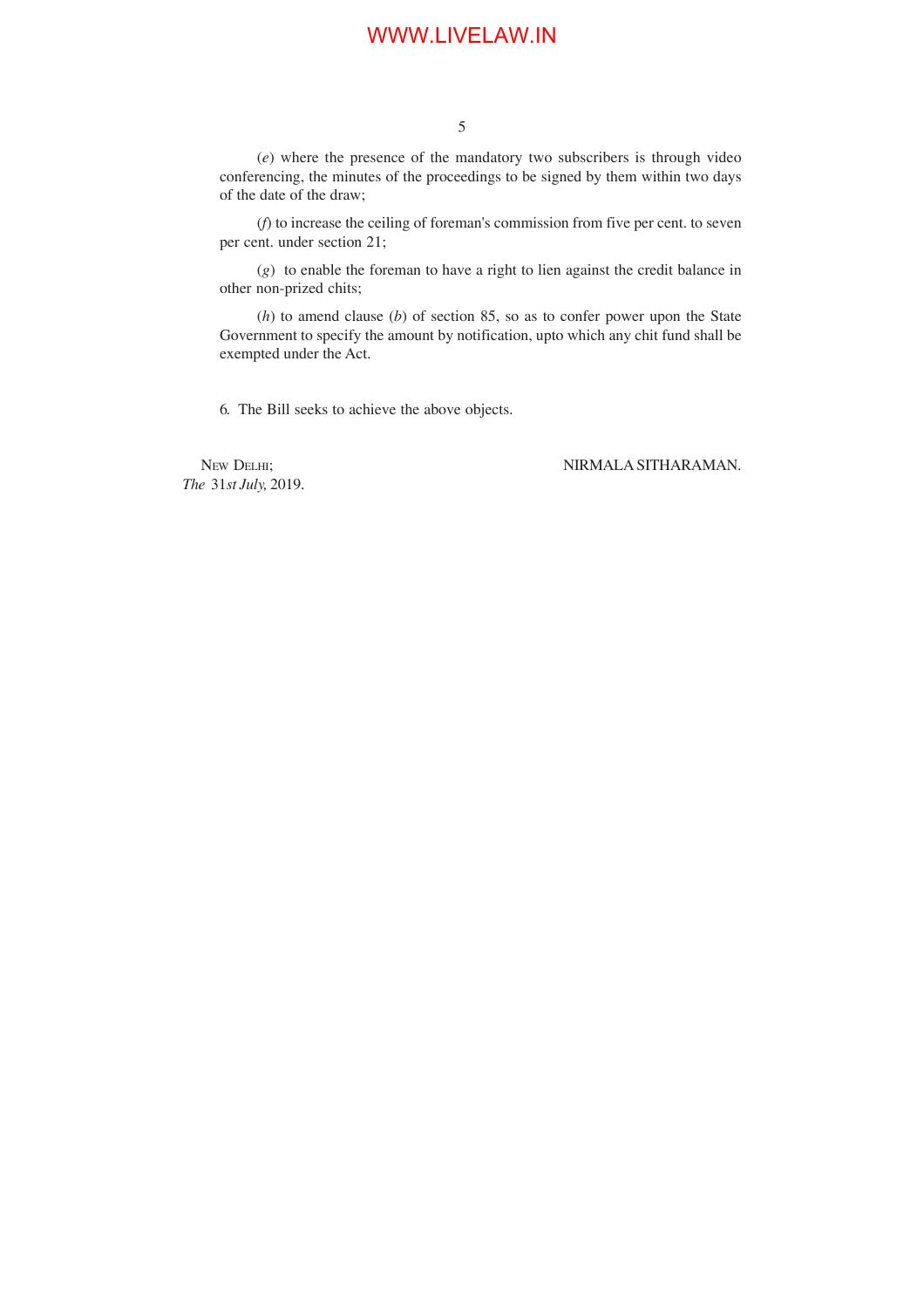(*e*) where the presence of the mandatory two subscribers is through video conferencing, the minutes of the proceedings to be signed by them within two days of the date of the draw;

(*f*) to increase the ceiling of foreman's commission from five per cent. to seven per cent. under section 21;

(*g*) to enable the foreman to have a right to lien against the credit balance in other non-prized chits;

(*h*) to amend clause (*b*) of section 85, so as to confer power upon the State Government to specify the amount by notification, upto which any chit fund shall be exempted under the Act.

6. The Bill seeks to achieve the above objects.

NEW DELHI;
*The* 31*st July,* 2019.

NIRMALA SITHARAMAN.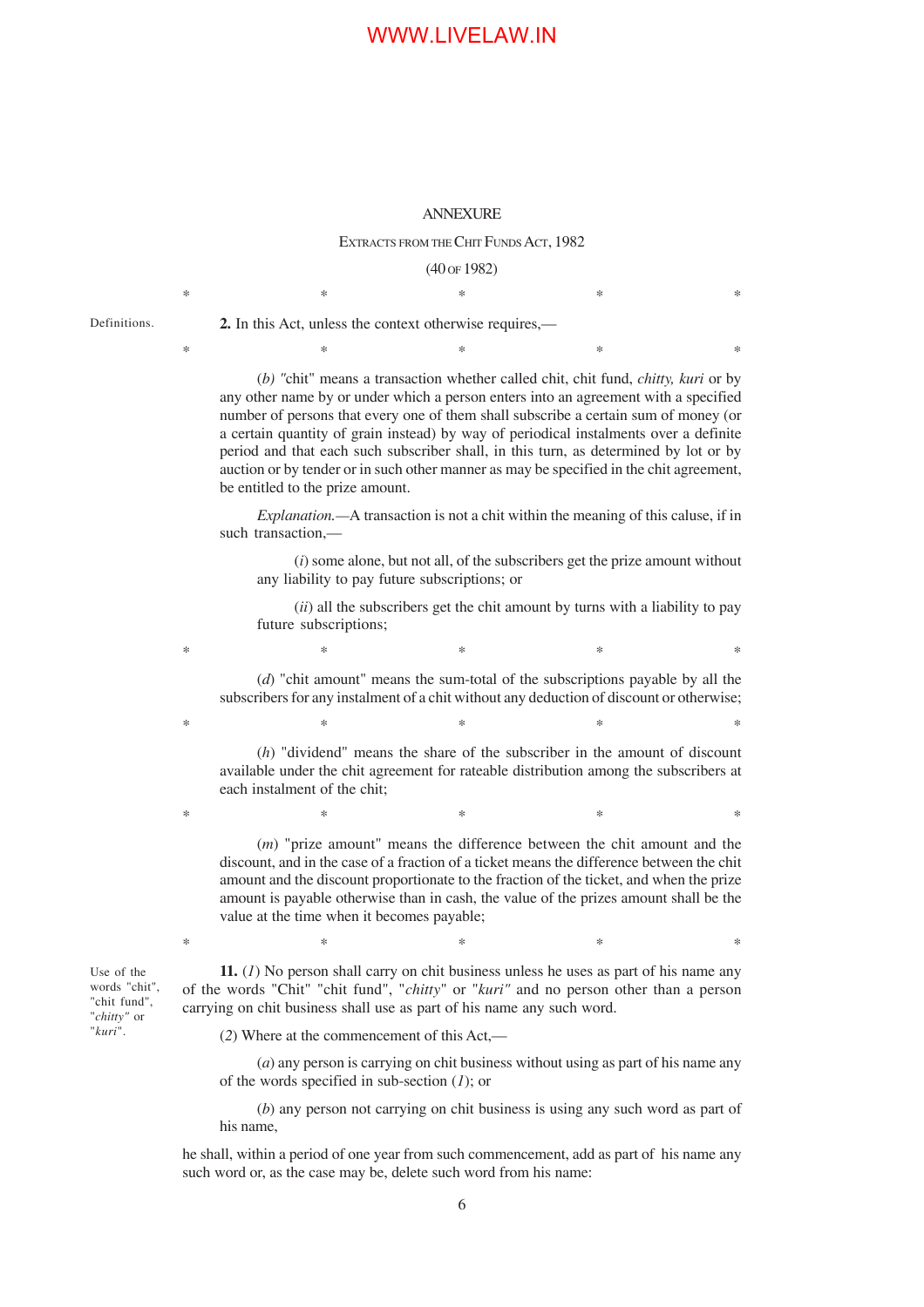## ANNEXURE

EXTRACTS FROM THE CHIT FUNDS ACT, 1982

(40 OF 1982)

\* \* \* \* \*

Definitions.

**2.** In this Act, unless the context otherwise requires,—

\* \* \* \* \*

(*b*) "chit" means a transaction whether called chit, chit fund, *chitty, kuri* or by any other name by or under which a person enters into an agreement with a specified number of persons that every one of them shall subscribe a certain sum of money (or a certain quantity of grain instead) by way of periodical instalments over a definite period and that each such subscriber shall, in this turn, as determined by lot or by auction or by tender or in such other manner as may be specified in the chit agreement, be entitled to the prize amount.

*Explanation.*—A transaction is not a chit within the meaning of this caluse, if in such transaction,—

(*i*) some alone, but not all, of the subscribers get the prize amount without any liability to pay future subscriptions; or

(*ii*) all the subscribers get the chit amount by turns with a liability to pay future subscriptions;

\* \* \* \* \*

(*d*) "chit amount" means the sum-total of the subscriptions payable by all the subscribers for any instalment of a chit without any deduction of discount or otherwise;

\* \* \* \* \*

(*h*) "dividend" means the share of the subscriber in the amount of discount available under the chit agreement for rateable distribution among the subscribers at each instalment of the chit;

\* \* \* \* \*

(*m*) "prize amount" means the difference between the chit amount and the discount, and in the case of a fraction of a ticket means the difference between the chit amount and the discount proportionate to the fraction of the ticket, and when the prize amount is payable otherwise than in cash, the value of the prizes amount shall be the value at the time when it becomes payable;

\* \* \* \* \*

Use of the words "chit", "chit fund", "*chitty*" or "*kuri*".

**11.** (*1*) No person shall carry on chit business unless he uses as part of his name any of the words "Chit" "chit fund", "*chitty*" or "*kuri*" and no person other than a person carrying on chit business shall use as part of his name any such word.

(*2*) Where at the commencement of this Act,—

(*a*) any person is carrying on chit business without using as part of his name any of the words specified in sub-section (*1*); or

(*b*) any person not carrying on chit business is using any such word as part of his name,

he shall, within a period of one year from such commencement, add as part of his name any such word or, as the case may be, delete such word from his name: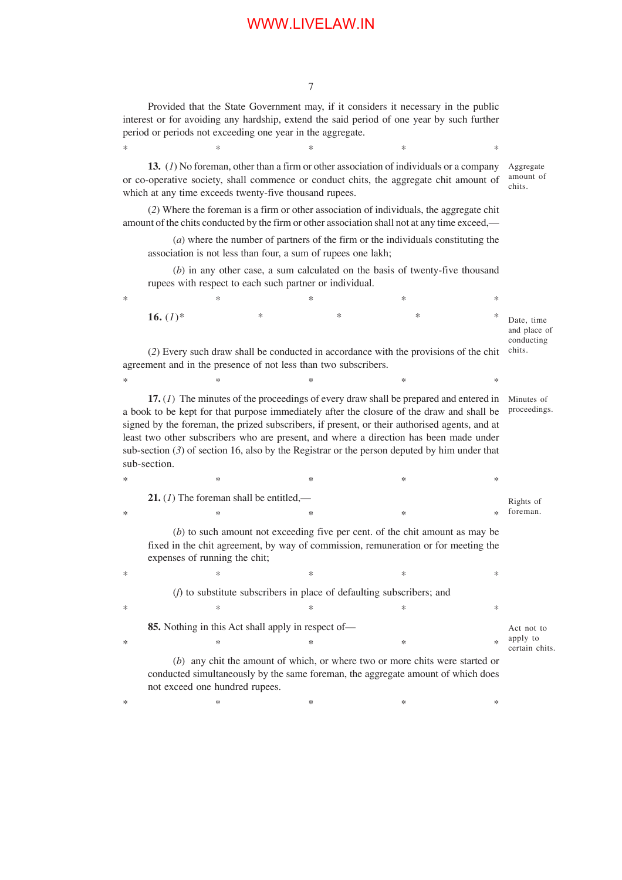Provided that the State Government may, if it considers it necessary in the public interest or for avoiding any hardship, extend the said period of one year by such further period or periods not exceeding one year in the aggregate.

\*                    \*                    \*                    \*                    \*

**13.** (*1*) No foreman, other than a firm or other association of individuals or a company or co-operative society, shall commence or conduct chits, the aggregate chit amount of which at any time exceeds twenty-five thousand rupees.

Aggregate amount of chits.

(*2*) Where the foreman is a firm or other association of individuals, the aggregate chit amount of the chits conducted by the firm or other association shall not at any time exceed,—

(*a*) where the number of partners of the firm or the individuals constituting the association is not less than four, a sum of rupees one lakh;

(*b*) in any other case, a sum calculated on the basis of twenty-five thousand rupees with respect to each such partner or individual.

\*                    \*                    \*                    \*                    \*

**16.** (*1*)\*                    \*                    \*                    \*                    \*

Date, time and place of conducting chits.

(*2*) Every such draw shall be conducted in accordance with the provisions of the chit agreement and in the presence of not less than two subscribers.

\*                    \*                    \*                    \*                    \*

**17.** (*1*) The minutes of the proceedings of every draw shall be prepared and entered in a book to be kept for that purpose immediately after the closure of the draw and shall be signed by the foreman, the prized subscribers, if present, or their authorised agents, and at least two other subscribers who are present, and where a direction has been made under sub-section (*3*) of section 16, also by the Registrar or the person deputed by him under that sub-section.

Minutes of proceedings.

\*                    \*                    \*                    \*                    \*

**21.** (*1*) The foreman shall be entitled,—

Rights of foreman.

\*                    \*                    \*                    \*                    \*

(*b*) to such amount not exceeding five per cent. of the chit amount as may be fixed in the chit agreement, by way of commission, remuneration or for meeting the expenses of running the chit;

\*                    \*                    \*                    \*                    \*

(*f*) to substitute subscribers in place of defaulting subscribers; and

\*                    \*                    \*                    \*                    \*

**85.** Nothing in this Act shall apply in respect of—

Act not to apply to certain chits.

\*                    \*                    \*                    \*                    \*

(*b*) any chit the amount of which, or where two or more chits were started or conducted simultaneously by the same foreman, the aggregate amount of which does not exceed one hundred rupees.

\*                    \*                    \*                    \*                    \*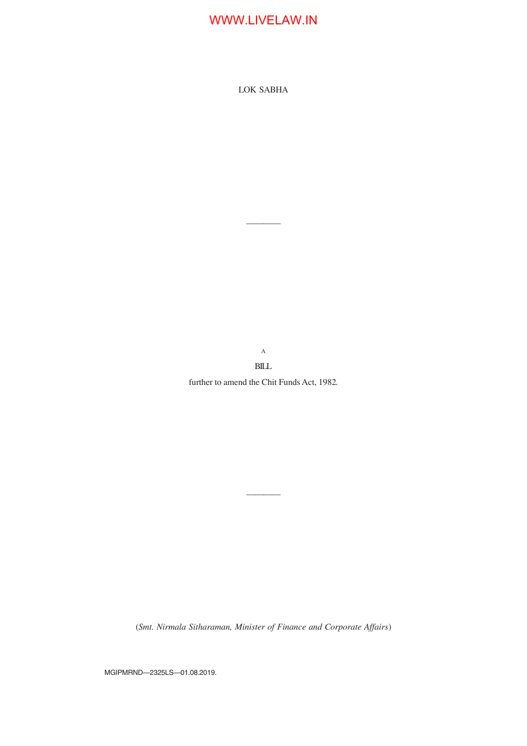LOK SABHA

————

A

BILL

further to amend the Chit Funds Act, 1982.

————

(*Smt. Nirmala Sitharaman, Minister of Finance and Corporate Affairs*)

MGIPMRND—2325LS—01.08.2019.